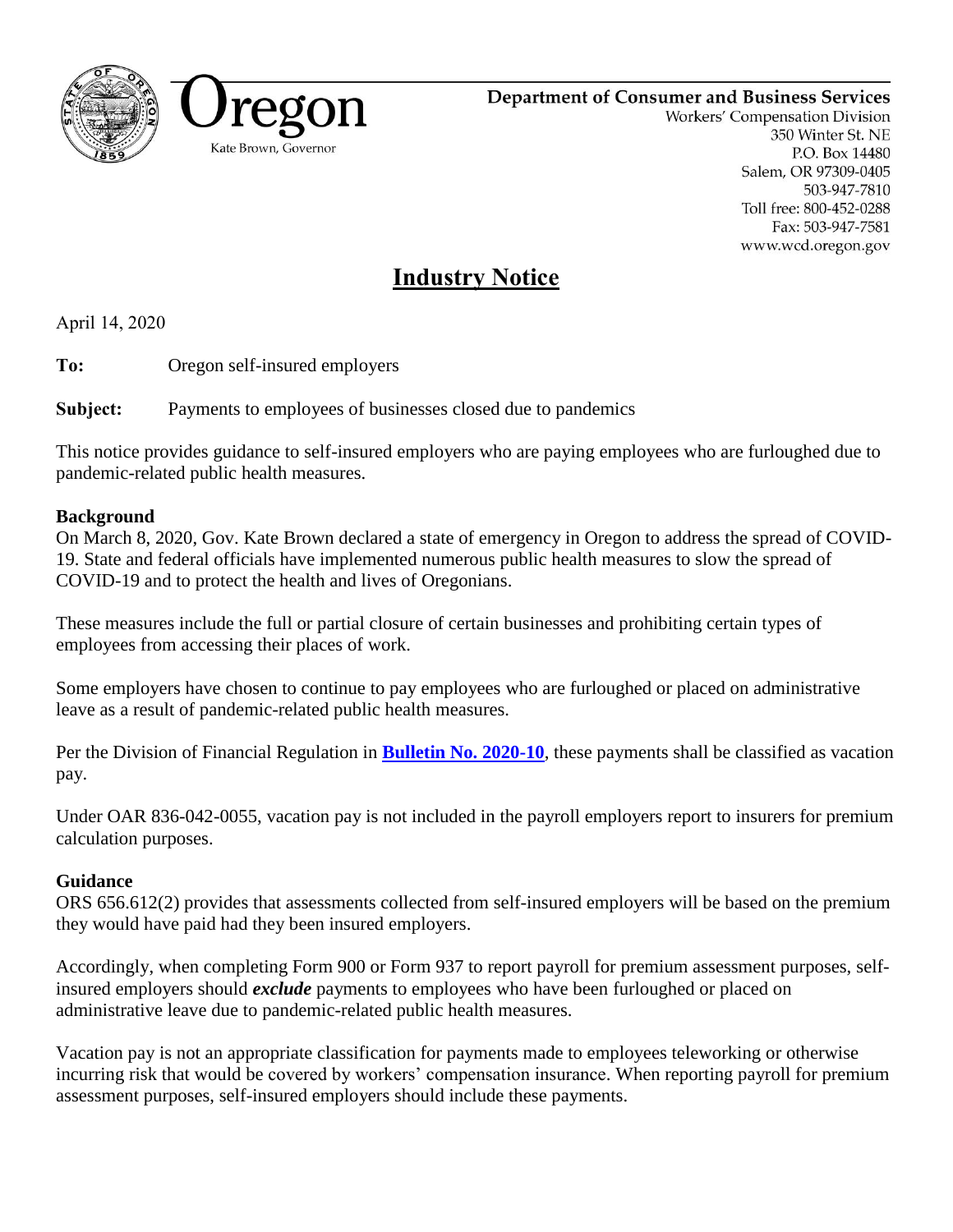Oregon

Kate Brown, Governor

**Department of Consumer and Business Services**
Workers' Compensation Division
350 Winter St. NE
P.O. Box 14480
Salem, OR 97309-0405
503-947-7810
Toll free: 800-452-0288
Fax: 503-947-7581
www.wcd.oregon.gov

# Industry Notice

April 14, 2020

**To:** Oregon self-insured employers

**Subject:** Payments to employees of businesses closed due to pandemics

This notice provides guidance to self-insured employers who are paying employees who are furloughed due to pandemic-related public health measures.

**Background**

On March 8, 2020, Gov. Kate Brown declared a state of emergency in Oregon to address the spread of COVID-19. State and federal officials have implemented numerous public health measures to slow the spread of COVID-19 and to protect the health and lives of Oregonians.

These measures include the full or partial closure of certain businesses and prohibiting certain types of employees from accessing their places of work.

Some employers have chosen to continue to pay employees who are furloughed or placed on administrative leave as a result of pandemic-related public health measures.

Per the Division of Financial Regulation in **Bulletin No. 2020-10**, these payments shall be classified as vacation pay.

Under OAR 836-042-0055, vacation pay is not included in the payroll employers report to insurers for premium calculation purposes.

**Guidance**

ORS 656.612(2) provides that assessments collected from self-insured employers will be based on the premium they would have paid had they been insured employers.

Accordingly, when completing Form 900 or Form 937 to report payroll for premium assessment purposes, self-insured employers should ***exclude*** payments to employees who have been furloughed or placed on administrative leave due to pandemic-related public health measures.

Vacation pay is not an appropriate classification for payments made to employees teleworking or otherwise incurring risk that would be covered by workers' compensation insurance. When reporting payroll for premium assessment purposes, self-insured employers should include these payments.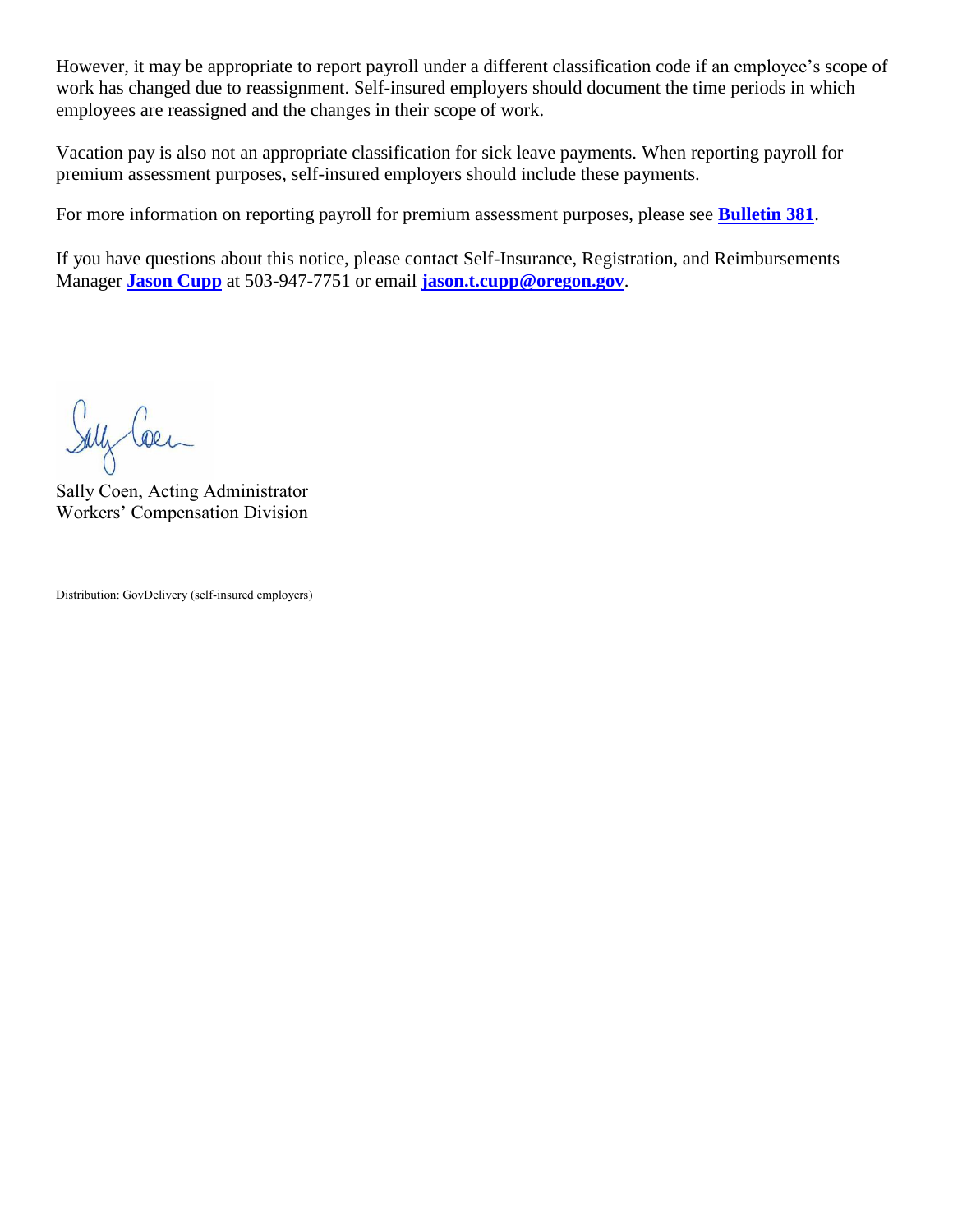However, it may be appropriate to report payroll under a different classification code if an employee's scope of work has changed due to reassignment. Self-insured employers should document the time periods in which employees are reassigned and the changes in their scope of work.

Vacation pay is also not an appropriate classification for sick leave payments. When reporting payroll for premium assessment purposes, self-insured employers should include these payments.

For more information on reporting payroll for premium assessment purposes, please see **Bulletin 381**.

If you have questions about this notice, please contact Self-Insurance, Registration, and Reimbursements Manager **Jason Cupp** at 503-947-7751 or email **jason.t.cupp@oregon.gov**.

Sally Coen, Acting Administrator
Workers' Compensation Division

Distribution: GovDelivery (self-insured employers)